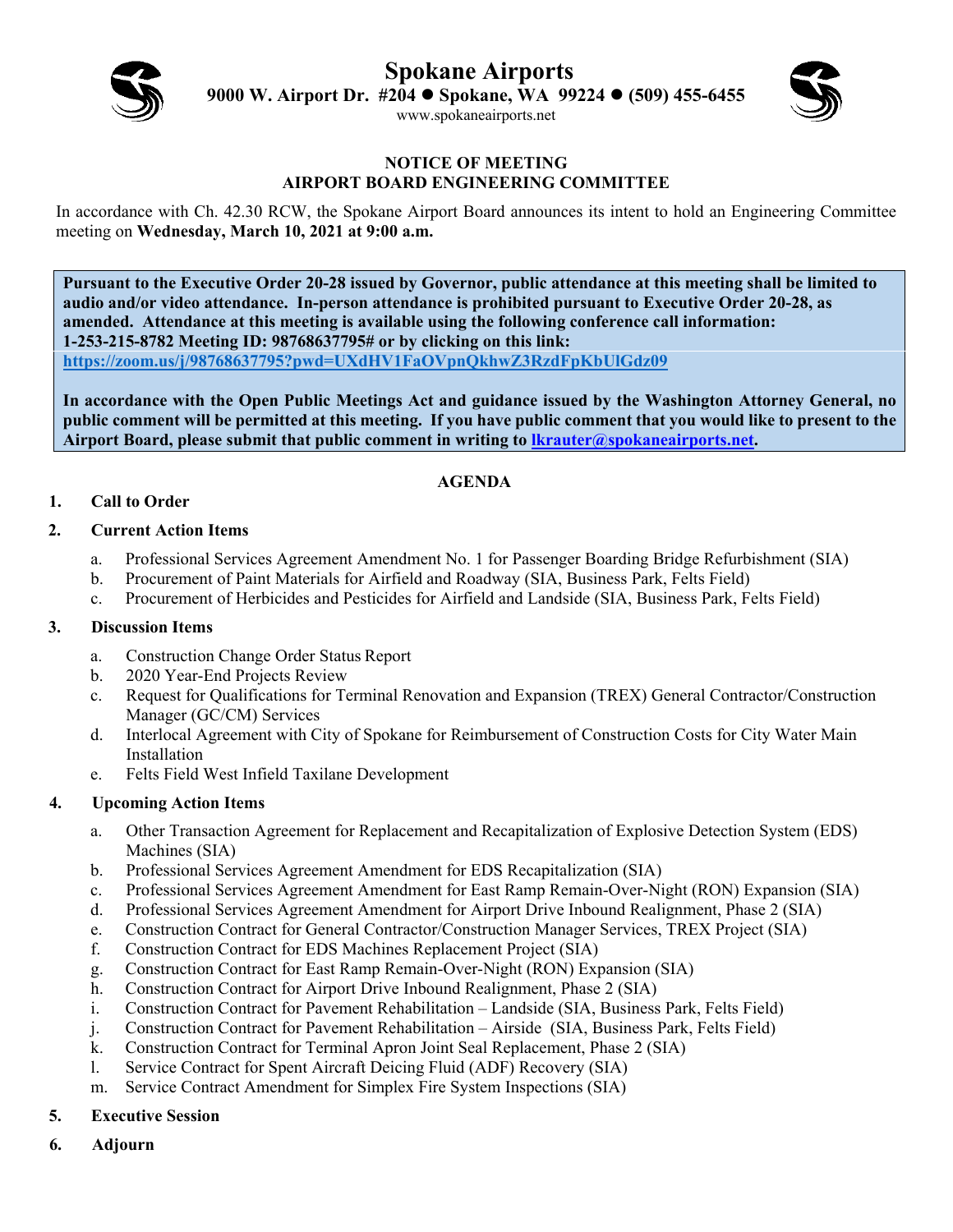# Spokane Airports

**9000 W. Airport Dr. #204 ● Spokane, WA 99224 ● (509) 455-6455**

www.spokaneairports.net

**NOTICE OF MEETING**
**AIRPORT BOARD ENGINEERING COMMITTEE**

In accordance with Ch. 42.30 RCW, the Spokane Airport Board announces its intent to hold an Engineering Committee meeting on **Wednesday, March 10, 2021 at 9:00 a.m.**

**Pursuant to the Executive Order 20-28 issued by Governor, public attendance at this meeting shall be limited to audio and/or video attendance. In-person attendance is prohibited pursuant to Executive Order 20-28, as amended. Attendance at this meeting is available using the following conference call information: 1-253-215-8782 Meeting ID: 98768637795# or by clicking on this link: https://zoom.us/j/98768637795?pwd=UXdHV1FaOVpnQkhwZ3RzdFpKbUlGdz09**

**In accordance with the Open Public Meetings Act and guidance issued by the Washington Attorney General, no public comment will be permitted at this meeting. If you have public comment that you would like to present to the Airport Board, please submit that public comment in writing to lkrauter@spokaneairports.net.**

**AGENDA**

1. **Call to Order**
2. **Current Action Items**
   a. Professional Services Agreement Amendment No. 1 for Passenger Boarding Bridge Refurbishment (SIA)
   b. Procurement of Paint Materials for Airfield and Roadway (SIA, Business Park, Felts Field)
   c. Procurement of Herbicides and Pesticides for Airfield and Landside (SIA, Business Park, Felts Field)
3. **Discussion Items**
   a. Construction Change Order Status Report
   b. 2020 Year-End Projects Review
   c. Request for Qualifications for Terminal Renovation and Expansion (TREX) General Contractor/Construction Manager (GC/CM) Services
   d. Interlocal Agreement with City of Spokane for Reimbursement of Construction Costs for City Water Main Installation
   e. Felts Field West Infield Taxilane Development
4. **Upcoming Action Items**
   a. Other Transaction Agreement for Replacement and Recapitalization of Explosive Detection System (EDS) Machines (SIA)
   b. Professional Services Agreement Amendment for EDS Recapitalization (SIA)
   c. Professional Services Agreement Amendment for East Ramp Remain-Over-Night (RON) Expansion (SIA)
   d. Professional Services Agreement Amendment for Airport Drive Inbound Realignment, Phase 2 (SIA)
   e. Construction Contract for General Contractor/Construction Manager Services, TREX Project (SIA)
   f. Construction Contract for EDS Machines Replacement Project (SIA)
   g. Construction Contract for East Ramp Remain-Over-Night (RON) Expansion (SIA)
   h. Construction Contract for Airport Drive Inbound Realignment, Phase 2 (SIA)
   i. Construction Contract for Pavement Rehabilitation – Landside (SIA, Business Park, Felts Field)
   j. Construction Contract for Pavement Rehabilitation – Airside (SIA, Business Park, Felts Field)
   k. Construction Contract for Terminal Apron Joint Seal Replacement, Phase 2 (SIA)
   l. Service Contract for Spent Aircraft Deicing Fluid (ADF) Recovery (SIA)
   m. Service Contract Amendment for Simplex Fire System Inspections (SIA)
5. **Executive Session**
6. **Adjourn**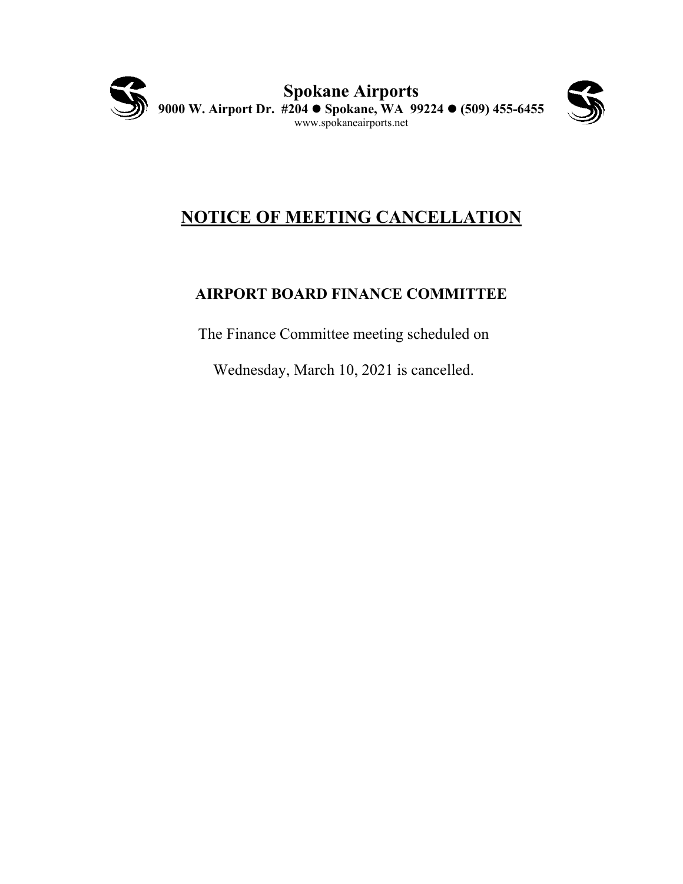**Spokane Airports**
**9000 W. Airport Dr. #204 ● Spokane, WA 99224 ● (509) 455-6455**
www.spokaneairports.net

# NOTICE OF MEETING CANCELLATION

## AIRPORT BOARD FINANCE COMMITTEE

The Finance Committee meeting scheduled on

Wednesday, March 10, 2021 is cancelled.